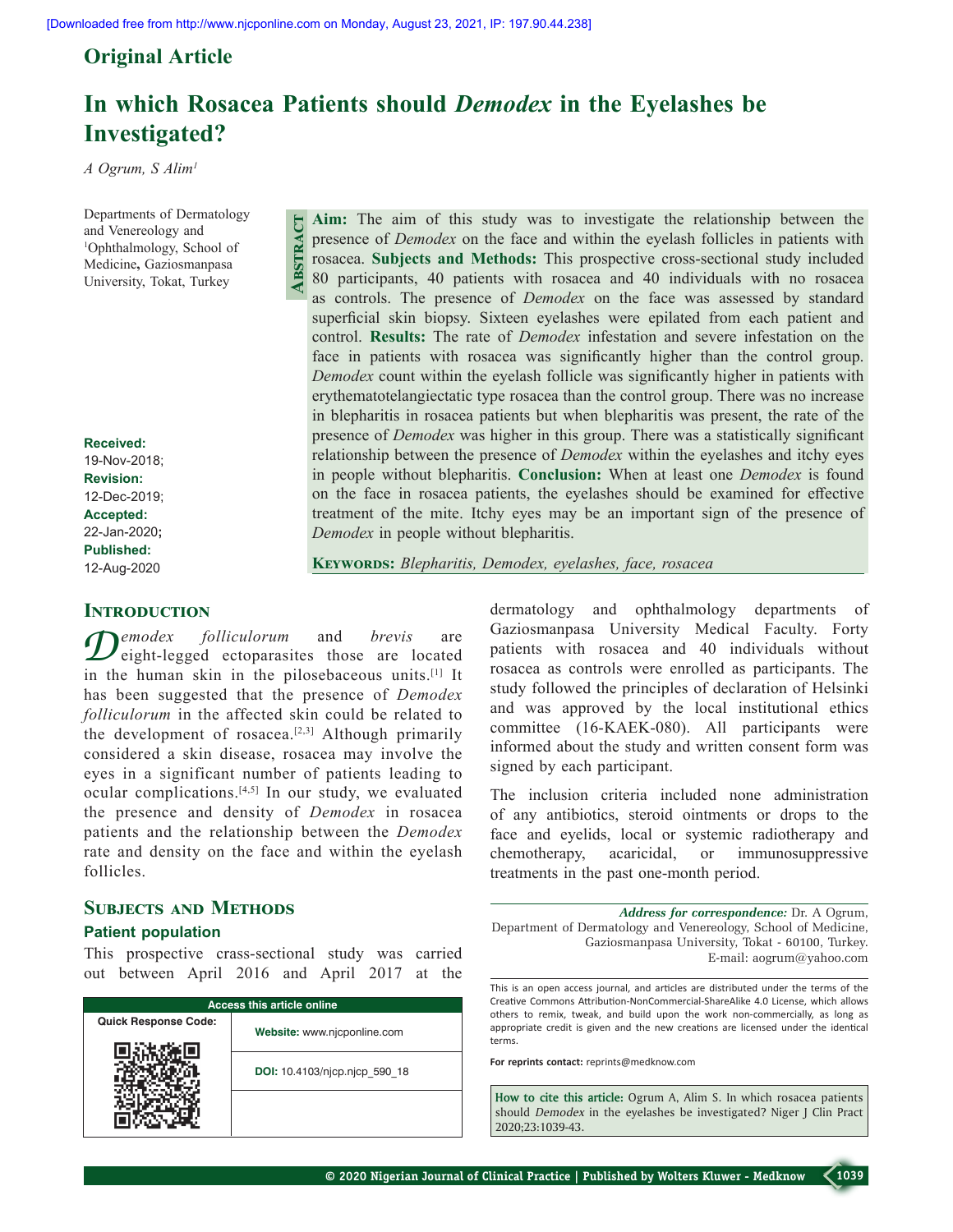Original Article

# In which Rosacea Patients should *Demodex* in the Eyelashes be Investigated?

*A Ogrum, S Alim*[1]

Departments of Dermatology and Venereology and [1]Ophthalmology, School of Medicine, Gaziosmanpasa University, Tokat, Turkey

**Received:** 19-Nov-2018; **Revision:** 12-Dec-2019; **Accepted:** 22-Jan-2020; **Published:** 12-Aug-2020

## Abstract

**Aim:** The aim of this study was to investigate the relationship between the presence of *Demodex* on the face and within the eyelash follicles in patients with rosacea. **Subjects and Methods:** This prospective cross-sectional study included 80 participants, 40 patients with rosacea and 40 individuals with no rosacea as controls. The presence of *Demodex* on the face was assessed by standard superficial skin biopsy. Sixteen eyelashes were epilated from each patient and control. **Results:** The rate of *Demodex* infestation and severe infestation on the face in patients with rosacea was significantly higher than the control group. *Demodex* count within the eyelash follicle was significantly higher in patients with erythematotelangiectatic type rosacea than the control group. There was no increase in blepharitis in rosacea patients but when blepharitis was present, the rate of the presence of *Demodex* was higher in this group. There was a statistically significant relationship between the presence of *Demodex* within the eyelashes and itchy eyes in people without blepharitis. **Conclusion:** When at least one *Demodex* is found on the face in rosacea patients, the eyelashes should be examined for effective treatment of the mite. Itchy eyes may be an important sign of the presence of *Demodex* in people without blepharitis.

**Keywords:** *Blepharitis, Demodex, eyelashes, face, rosacea*

## Introduction

*Demodex folliculorum* and *brevis* are eight-legged ectoparasites those are located in the human skin in the pilosebaceous units.[1] It has been suggested that the presence of *Demodex folliculorum* in the affected skin could be related to the development of rosacea.[2,3] Although primarily considered a skin disease, rosacea may involve the eyes in a significant number of patients leading to ocular complications.[4,5] In our study, we evaluated the presence and density of *Demodex* in rosacea patients and the relationship between the *Demodex* rate and density on the face and within the eyelash follicles.

## Subjects and Methods

### Patient population

This prospective crass-sectional study was carried out between April 2016 and April 2017 at the dermatology and ophthalmology departments of Gaziosmanpasa University Medical Faculty. Forty patients with rosacea and 40 individuals without rosacea as controls were enrolled as participants. The study followed the principles of declaration of Helsinki and was approved by the local institutional ethics committee (16-KAEK-080). All participants were informed about the study and written consent form was signed by each participant.

The inclusion criteria included none administration of any antibiotics, steroid ointments or drops to the face and eyelids, local or systemic radiotherapy and chemotherapy, acaricidal, or immunosuppressive treatments in the past one-month period.

***Address for correspondence:*** Dr. A Ogrum, Department of Dermatology and Venereology, School of Medicine, Gaziosmanpasa University, Tokat - 60100, Turkey. E-mail: aogrum@yahoo.com

| Access this article online | |
|---|---|
| Quick Response Code: | Website: www.njcponline.com |
| | DOI: 10.4103/njcp.njcp_590_18 |

This is an open access journal, and articles are distributed under the terms of the Creative Commons Attribution-NonCommercial-ShareAlike 4.0 License, which allows others to remix, tweak, and build upon the work non-commercially, as long as appropriate credit is given and the new creations are licensed under the identical terms.

**For reprints contact:** reprints@medknow.com

**How to cite this article:** Ogrum A, Alim S. In which rosacea patients should *Demodex* in the eyelashes be investigated? Niger J Clin Pract 2020;23:1039-43.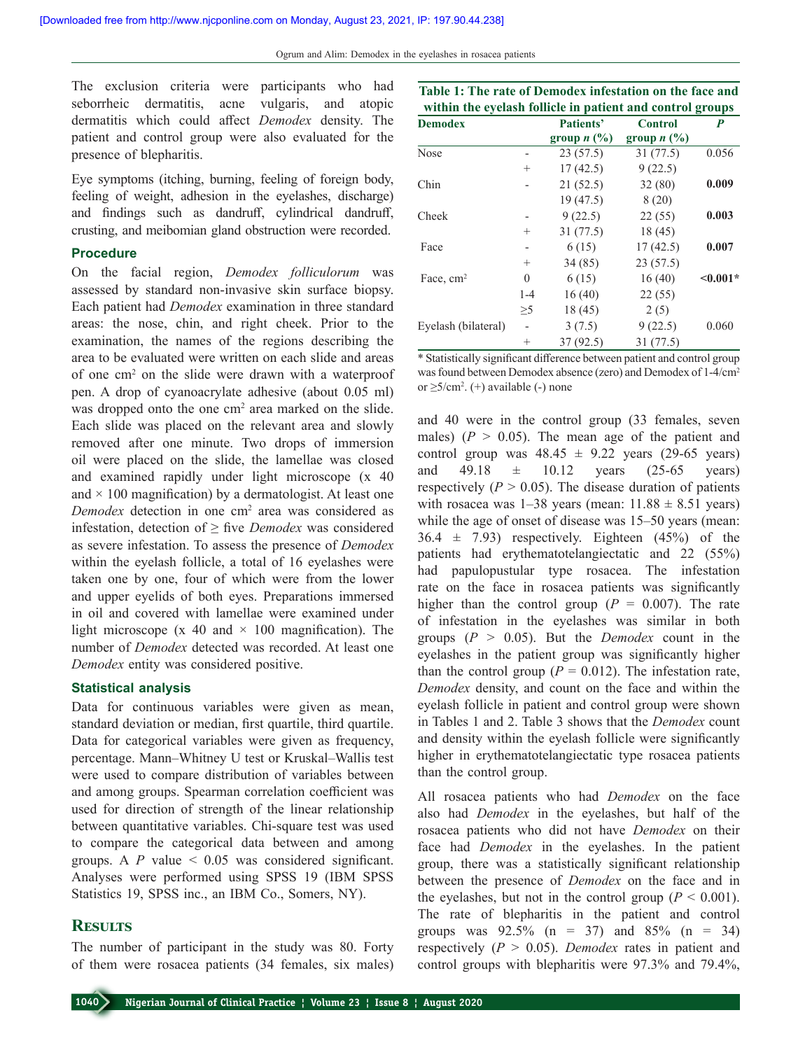The exclusion criteria were participants who had seborrheic dermatitis, acne vulgaris, and atopic dermatitis which could affect *Demodex* density. The patient and control group were also evaluated for the presence of blepharitis.

Eye symptoms (itching, burning, feeling of foreign body, feeling of weight, adhesion in the eyelashes, discharge) and findings such as dandruff, cylindrical dandruff, crusting, and meibomian gland obstruction were recorded.

### Procedure

On the facial region, *Demodex folliculorum* was assessed by standard non-invasive skin surface biopsy. Each patient had *Demodex* examination in three standard areas: the nose, chin, and right cheek. Prior to the examination, the names of the regions describing the area to be evaluated were written on each slide and areas of one $cm^2$ on the slide were drawn with a waterproof pen. A drop of cyanoacrylate adhesive (about 0.05 ml) was dropped onto the one $cm^2$ area marked on the slide. Each slide was placed on the relevant area and slowly removed after one minute. Two drops of immersion oil were placed on the slide, the lamellae was closed and examined rapidly under light microscope (x 40 and × 100 magnification) by a dermatologist. At least one *Demodex* detection in one $cm^2$ area was considered as infestation, detection of ≥ five *Demodex* was considered as severe infestation. To assess the presence of *Demodex* within the eyelash follicle, a total of 16 eyelashes were taken one by one, four of which were from the lower and upper eyelids of both eyes. Preparations immersed in oil and covered with lamellae were examined under light microscope (x 40 and × 100 magnification). The number of *Demodex* detected was recorded. At least one *Demodex* entity was considered positive.

### Statistical analysis

Data for continuous variables were given as mean, standard deviation or median, first quartile, third quartile. Data for categorical variables were given as frequency, percentage. Mann–Whitney U test or Kruskal–Wallis test were used to compare distribution of variables between and among groups. Spearman correlation coefficient was used for direction of strength of the linear relationship between quantitative variables. Chi-square test was used to compare the categorical data between and among groups. A $P$ value < 0.05 was considered significant. Analyses were performed using SPSS 19 (IBM SPSS Statistics 19, SPSS inc., an IBM Co., Somers, NY).

## Results

The number of participant in the study was 80. Forty of them were rosacea patients (34 females, six males) and 40 were in the control group (33 females, seven males) ($P$ > 0.05). The mean age of the patient and control group was 48.45 ± 9.22 years (29-65 years) and 49.18 ± 10.12 years (25-65 years) respectively ($P$ > 0.05). The disease duration of patients with rosacea was 1–38 years (mean: 11.88 ± 8.51 years) while the age of onset of disease was 15–50 years (mean: 36.4 ± 7.93) respectively. Eighteen (45%) of the patients had erythematotelangiectatic and 22 (55%) had papulopustular type rosacea. The infestation rate on the face in rosacea patients was significantly higher than the control group ($P$ = 0.007). The rate of infestation in the eyelashes was similar in both groups ($P$ > 0.05). But the *Demodex* count in the eyelashes in the patient group was significantly higher than the control group ($P$ = 0.012). The infestation rate, *Demodex* density, and count on the face and within the eyelash follicle in patient and control group were shown in Tables 1 and 2. Table 3 shows that the *Demodex* count and density within the eyelash follicle were significantly higher in erythematotelangiectatic type rosacea patients than the control group.

All rosacea patients who had *Demodex* on the face also had *Demodex* in the eyelashes, but half of the rosacea patients who did not have *Demodex* on their face had *Demodex* in the eyelashes. In the patient group, there was a statistically significant relationship between the presence of *Demodex* on the face and in the eyelashes, but not in the control group ($P$ < 0.001). The rate of blepharitis in the patient and control groups was 92.5% (n = 37) and 85% (n = 34) respectively ($P$ > 0.05). *Demodex* rates in patient and control groups with blepharitis were 97.3% and 79.4%,

**Table 1: The rate of Demodex infestation on the face and within the eyelash follicle in patient and control groups**

| Demodex | | Patients' group *n* (%) | Control group *n* (%) | *P* |
|---|---|---|---|---|
| Nose | - | 23 (57.5) | 31 (77.5) | 0.056 |
| | + | 17 (42.5) | 9 (22.5) | |
| Chin | - | 21 (52.5) | 32 (80) | **0.009** |
| | | 19 (47.5) | 8 (20) | |
| Cheek | - | 9 (22.5) | 22 (55) | **0.003** |
| | + | 31 (77.5) | 18 (45) | |
| Face | - | 6 (15) | 17 (42.5) | **0.007** |
| | + | 34 (85) | 23 (57.5) | |
| Face, $cm^2$ | 0 | 6 (15) | 16 (40) | **<0.001*** |
| | 1-4 | 16 (40) | 22 (55) | |
| | ≥5 | 18 (45) | 2 (5) | |
| Eyelash (bilateral) | - | 3 (7.5) | 9 (22.5) | 0.060 |
| | + | 37 (92.5) | 31 (77.5) | |

* Statistically significant difference between patient and control group was found between Demodex absence (zero) and Demodex of 1-4/$cm^2$ or ≥5/$cm^2$. (+) available (-) none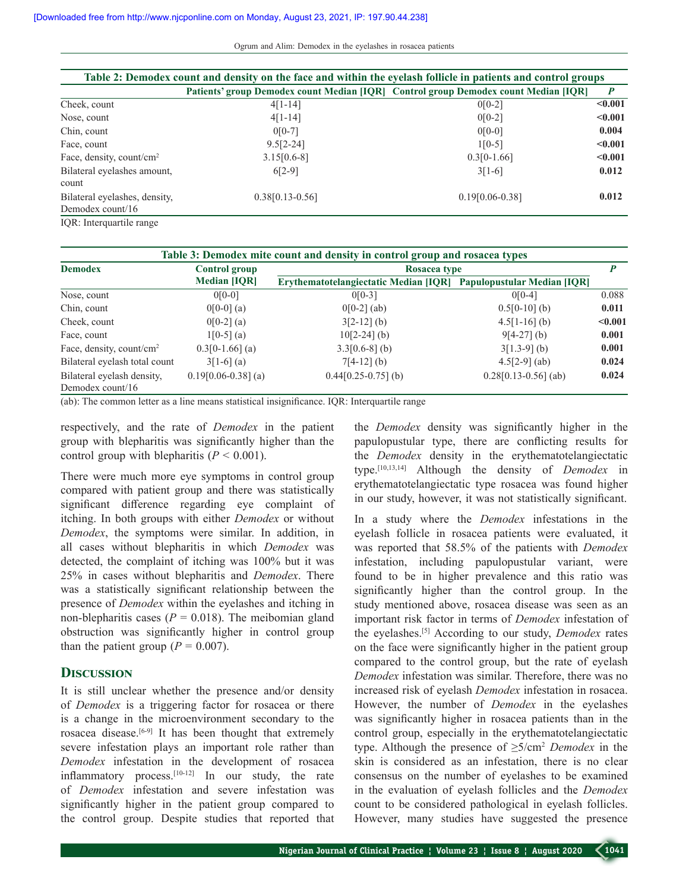**Table 2: Demodex count and density on the face and within the eyelash follicle in patients and control groups**

| | Patients' group Demodex count Median [IQR] | Control group Demodex count Median [IQR] | *P* |
|---|---|---|---|
| Cheek, count | 4[1-14] | 0[0-2] | **<0.001** |
| Nose, count | 4[1-14] | 0[0-2] | **<0.001** |
| Chin, count | 0[0-7] | 0[0-0] | **0.004** |
| Face, count | 9.5[2-24] | 1[0-5] | **<0.001** |
| Face, density, count/cm$^2$ | 3.15[0.6-8] | 0.3[0-1.66] | **<0.001** |
| Bilateral eyelashes amount, count | 6[2-9] | 3[1-6] | **0.012** |
| Bilateral eyelashes, density, Demodex count/16 | 0.38[0.13-0.56] | 0.19[0.06-0.38] | **0.012** |

IQR: Interquartile range

**Table 3: Demodex mite count and density in control group and rosacea types**

| Demodex | Control group Median [IQR] | Rosacea type | | *P* |
|---|---|---|---|---|
| | | Erythematotelangiectatic Median [IQR] | Papulopustular Median [IQR] | |
| Nose, count | 0[0-0] | 0[0-3] | 0[0-4] | 0.088 |
| Chin, count | 0[0-0] (a) | 0[0-2] (ab) | 0.5[0-10] (b) | **0.011** |
| Cheek, count | 0[0-2] (a) | 3[2-12] (b) | 4.5[1-16] (b) | **<0.001** |
| Face, count | 1[0-5] (a) | 10[2-24] (b) | 9[4-27] (b) | **0.001** |
| Face, density, count/cm$^2$ | 0.3[0-1.66] (a) | 3.3[0.6-8] (b) | 3[1.3-9] (b) | **0.001** |
| Bilateral eyelash total count | 3[1-6] (a) | 7[4-12] (b) | 4.5[2-9] (ab) | **0.024** |
| Bilateral eyelash density, Demodex count/16 | 0.19[0.06-0.38] (a) | 0.44[0.25-0.75] (b) | 0.28[0.13-0.56] (ab) | **0.024** |

(ab): The common letter as a line means statistical insignificance. IQR: Interquartile range

respectively, and the rate of *Demodex* in the patient group with blepharitis was significantly higher than the control group with blepharitis ($P < 0.001$).

There were much more eye symptoms in control group compared with patient group and there was statistically significant difference regarding eye complaint of itching. In both groups with either *Demodex* or without *Demodex*, the symptoms were similar. In addition, in all cases without blepharitis in which *Demodex* was detected, the complaint of itching was 100% but it was 25% in cases without blepharitis and *Demodex*. There was a statistically significant relationship between the presence of *Demodex* within the eyelashes and itching in non-blepharitis cases ($P = 0.018$). The meibomian gland obstruction was significantly higher in control group than the patient group ($P = 0.007$).

## Discussion

It is still unclear whether the presence and/or density of *Demodex* is a triggering factor for rosacea or there is a change in the microenvironment secondary to the rosacea disease.[6-9] It has been thought that extremely severe infestation plays an important role rather than *Demodex* infestation in the development of rosacea inflammatory process.[10-12] In our study, the rate of *Demodex* infestation and severe infestation was significantly higher in the patient group compared to the control group. Despite studies that reported that the *Demodex* density was significantly higher in the papulopustular type, there are conflicting results for the *Demodex* density in the erythematotelangiectatic type.[10,13,14] Although the density of *Demodex* in erythematotelangiectatic type rosacea was found higher in our study, however, it was not statistically significant.

In a study where the *Demodex* infestations in the eyelash follicle in rosacea patients were evaluated, it was reported that 58.5% of the patients with *Demodex* infestation, including papulopustular variant, were found to be in higher prevalence and this ratio was significantly higher than the control group. In the study mentioned above, rosacea disease was seen as an important risk factor in terms of *Demodex* infestation of the eyelashes.[5] According to our study, *Demodex* rates on the face were significantly higher in the patient group compared to the control group, but the rate of eyelash *Demodex* infestation was similar. Therefore, there was no increased risk of eyelash *Demodex* infestation in rosacea. However, the number of *Demodex* in the eyelashes was significantly higher in rosacea patients than in the control group, especially in the erythematotelangiectatic type. Although the presence of $\geq 5$/cm$^2$ *Demodex* in the skin is considered as an infestation, there is no clear consensus on the number of eyelashes to be examined in the evaluation of eyelash follicles and the *Demodex* count to be considered pathological in eyelash follicles. However, many studies have suggested the presence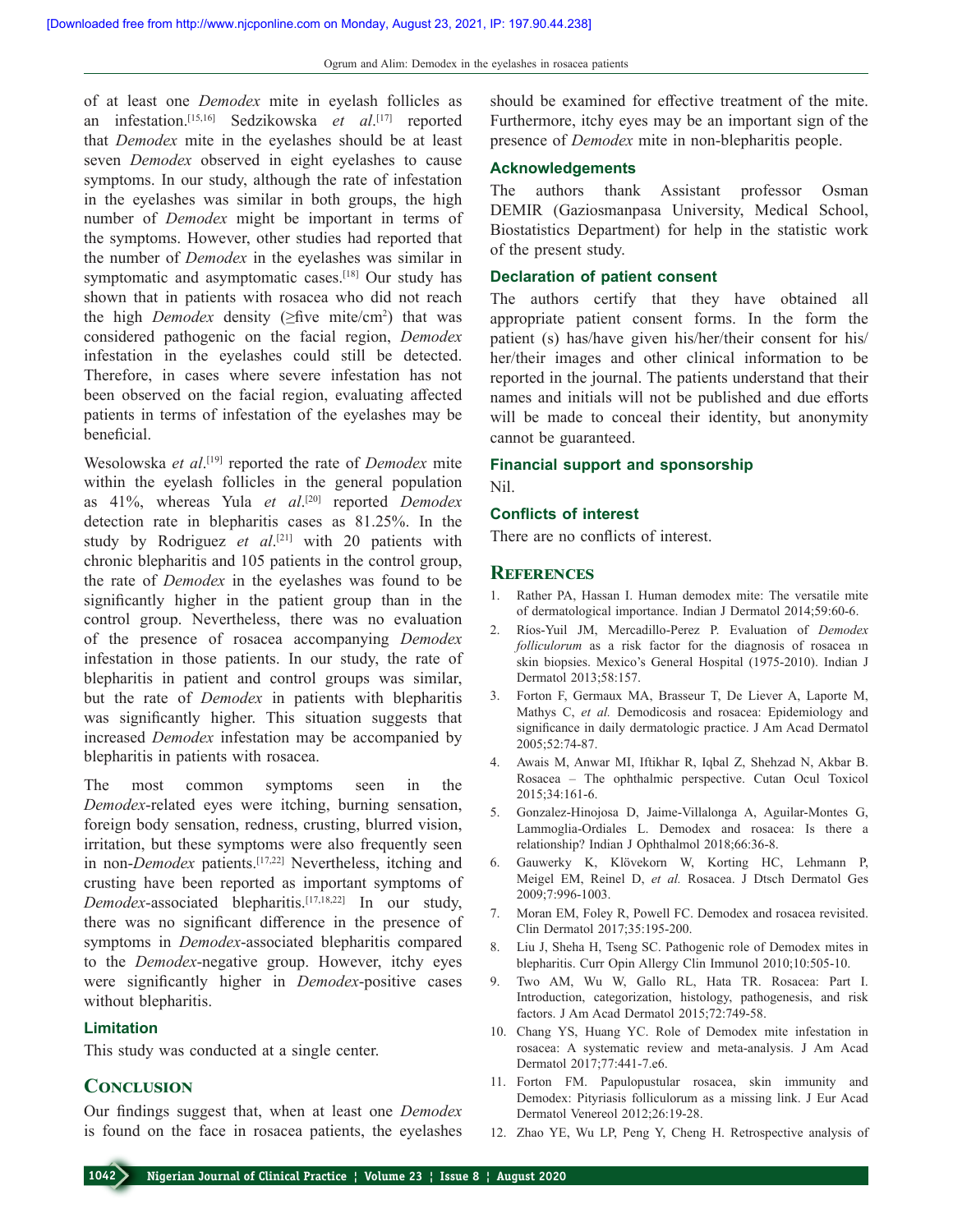of at least one *Demodex* mite in eyelash follicles as an infestation.[15,16] Sedzikowska *et al*.[17] reported that *Demodex* mite in the eyelashes should be at least seven *Demodex* observed in eight eyelashes to cause symptoms. In our study, although the rate of infestation in the eyelashes was similar in both groups, the high number of *Demodex* might be important in terms of the symptoms. However, other studies had reported that the number of *Demodex* in the eyelashes was similar in symptomatic and asymptomatic cases.[18] Our study has shown that in patients with rosacea who did not reach the high *Demodex* density (≥five mite/cm$^2$) that was considered pathogenic on the facial region, *Demodex* infestation in the eyelashes could still be detected. Therefore, in cases where severe infestation has not been observed on the facial region, evaluating affected patients in terms of infestation of the eyelashes may be beneficial.

Wesolowska *et al*.[19] reported the rate of *Demodex* mite within the eyelash follicles in the general population as 41%, whereas Yula *et al*.[20] reported *Demodex* detection rate in blepharitis cases as 81.25%. In the study by Rodriguez *et al*.[21] with 20 patients with chronic blepharitis and 105 patients in the control group, the rate of *Demodex* in the eyelashes was found to be significantly higher in the patient group than in the control group. Nevertheless, there was no evaluation of the presence of rosacea accompanying *Demodex* infestation in those patients. In our study, the rate of blepharitis in patient and control groups was similar, but the rate of *Demodex* in patients with blepharitis was significantly higher. This situation suggests that increased *Demodex* infestation may be accompanied by blepharitis in patients with rosacea.

The most common symptoms seen in the *Demodex*-related eyes were itching, burning sensation, foreign body sensation, redness, crusting, blurred vision, irritation, but these symptoms were also frequently seen in non-*Demodex* patients.[17,22] Nevertheless, itching and crusting have been reported as important symptoms of *Demodex*-associated blepharitis.[17,18,22] In our study, there was no significant difference in the presence of symptoms in *Demodex*-associated blepharitis compared to the *Demodex*-negative group. However, itchy eyes were significantly higher in *Demodex*-positive cases without blepharitis.

### Limitation

This study was conducted at a single center.

## Conclusion

Our findings suggest that, when at least one *Demodex* is found on the face in rosacea patients, the eyelashes should be examined for effective treatment of the mite. Furthermore, itchy eyes may be an important sign of the presence of *Demodex* mite in non-blepharitis people.

### Acknowledgements

The authors thank Assistant professor Osman DEMIR (Gaziosmanpasa University, Medical School, Biostatistics Department) for help in the statistic work of the present study.

### Declaration of patient consent

The authors certify that they have obtained all appropriate patient consent forms. In the form the patient (s) has/have given his/her/their consent for his/her/their images and other clinical information to be reported in the journal. The patients understand that their names and initials will not be published and due efforts will be made to conceal their identity, but anonymity cannot be guaranteed.

### Financial support and sponsorship

Nil.

### Conflicts of interest

There are no conflicts of interest.

## References

1. Rather PA, Hassan I. Human demodex mite: The versatile mite of dermatological importance. Indian J Dermatol 2014;59:60-6.
2. Ríos-Yuil JM, Mercadillo-Perez P. Evaluation of *Demodex folliculorum* as a risk factor for the diagnosis of rosacea ın skin biopsies. Mexico's General Hospital (1975-2010). Indian J Dermatol 2013;58:157.
3. Forton F, Germaux MA, Brasseur T, De Liever A, Laporte M, Mathys C, *et al.* Demodicosis and rosacea: Epidemiology and significance in daily dermatologic practice. J Am Acad Dermatol 2005;52:74-87.
4. Awais M, Anwar MI, Iftikhar R, Iqbal Z, Shehzad N, Akbar B. Rosacea – The ophthalmic perspective. Cutan Ocul Toxicol 2015;34:161-6.
5. Gonzalez-Hinojosa D, Jaime-Villalonga A, Aguilar-Montes G, Lammoglia-Ordiales L. Demodex and rosacea: Is there a relationship? Indian J Ophthalmol 2018;66:36-8.
6. Gauwerky K, Klövekorn W, Korting HC, Lehmann P, Meigel EM, Reinel D, *et al.* Rosacea. J Dtsch Dermatol Ges 2009;7:996-1003.
7. Moran EM, Foley R, Powell FC. Demodex and rosacea revisited. Clin Dermatol 2017;35:195-200.
8. Liu J, Sheha H, Tseng SC. Pathogenic role of Demodex mites in blepharitis. Curr Opin Allergy Clin Immunol 2010;10:505-10.
9. Two AM, Wu W, Gallo RL, Hata TR. Rosacea: Part I. Introduction, categorization, histology, pathogenesis, and risk factors. J Am Acad Dermatol 2015;72:749-58.
10. Chang YS, Huang YC. Role of Demodex mite infestation in rosacea: A systematic review and meta-analysis. J Am Acad Dermatol 2017;77:441-7.e6.
11. Forton FM. Papulopustular rosacea, skin immunity and Demodex: Pityriasis folliculorum as a missing link. J Eur Acad Dermatol Venereol 2012;26:19-28.
12. Zhao YE, Wu LP, Peng Y, Cheng H. Retrospective analysis of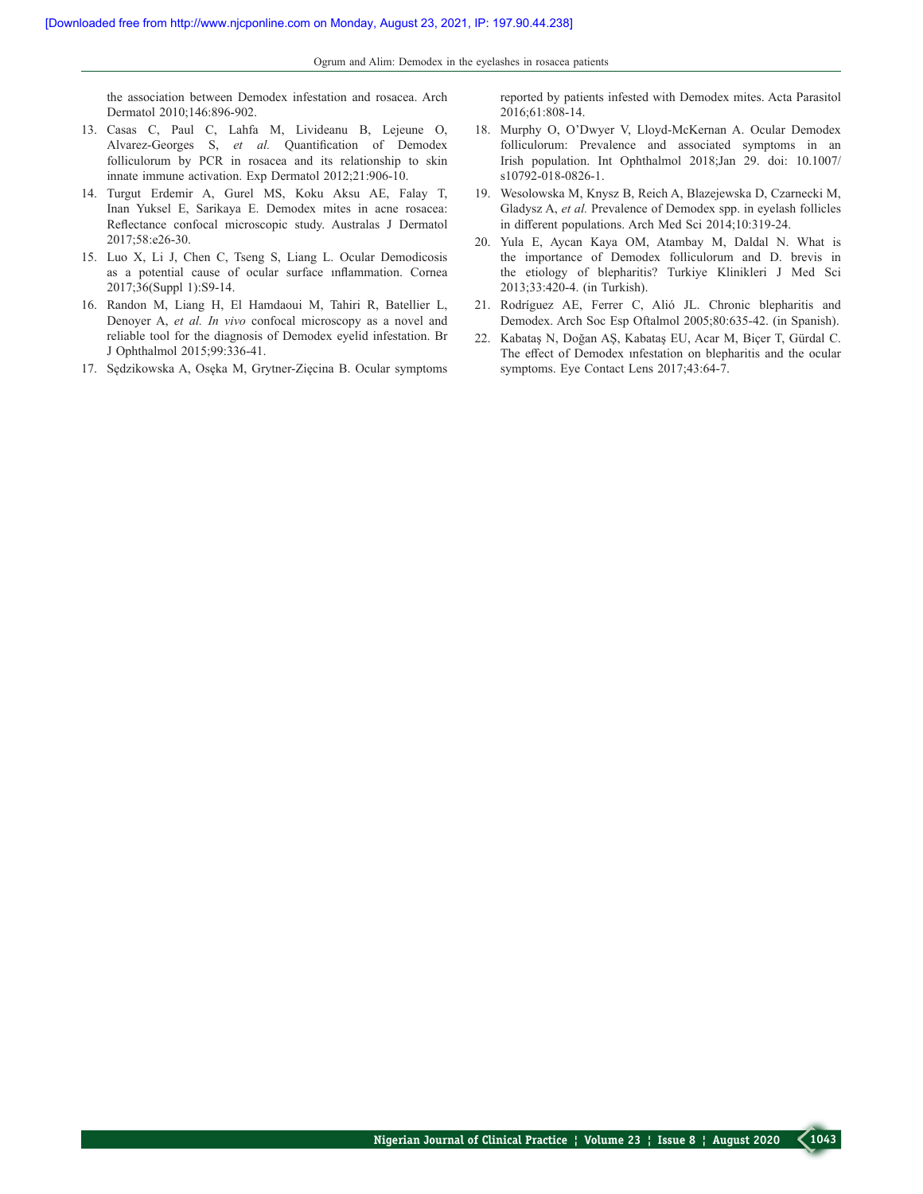the association between Demodex infestation and rosacea. Arch Dermatol 2010;146:896-902.

13. Casas C, Paul C, Lahfa M, Livideanu B, Lejeune O, Alvarez-Georges S, *et al.* Quantification of Demodex folliculorum by PCR in rosacea and its relationship to skin innate immune activation. Exp Dermatol 2012;21:906-10.
14. Turgut Erdemir A, Gurel MS, Koku Aksu AE, Falay T, Inan Yuksel E, Sarikaya E. Demodex mites in acne rosacea: Reflectance confocal microscopic study. Australas J Dermatol 2017;58:e26-30.
15. Luo X, Li J, Chen C, Tseng S, Liang L. Ocular Demodicosis as a potential cause of ocular surface ınflammation. Cornea 2017;36(Suppl 1):S9-14.
16. Randon M, Liang H, El Hamdaoui M, Tahiri R, Batellier L, Denoyer A, *et al. In vivo* confocal microscopy as a novel and reliable tool for the diagnosis of Demodex eyelid infestation. Br J Ophthalmol 2015;99:336-41.
17. Sędzikowska A, Osęka M, Grytner-Zięcina B. Ocular symptoms reported by patients infested with Demodex mites. Acta Parasitol 2016;61:808-14.
18. Murphy O, O'Dwyer V, Lloyd-McKernan A. Ocular Demodex folliculorum: Prevalence and associated symptoms in an Irish population. Int Ophthalmol 2018;Jan 29. doi: 10.1007/s10792-018-0826-1.
19. Wesolowska M, Knysz B, Reich A, Blazejewska D, Czarnecki M, Gladysz A, *et al.* Prevalence of Demodex spp. in eyelash follicles in different populations. Arch Med Sci 2014;10:319-24.
20. Yula E, Aycan Kaya OM, Atambay M, Daldal N. What is the importance of Demodex folliculorum and D. brevis in the etiology of blepharitis? Turkiye Klinikleri J Med Sci 2013;33:420-4. (in Turkish).
21. Rodríguez AE, Ferrer C, Alió JL. Chronic blepharitis and Demodex. Arch Soc Esp Oftalmol 2005;80:635-42. (in Spanish).
22. Kabataş N, Doğan AŞ, Kabataş EU, Acar M, Biçer T, Gürdal C. The effect of Demodex ınfestation on blepharitis and the ocular symptoms. Eye Contact Lens 2017;43:64-7.